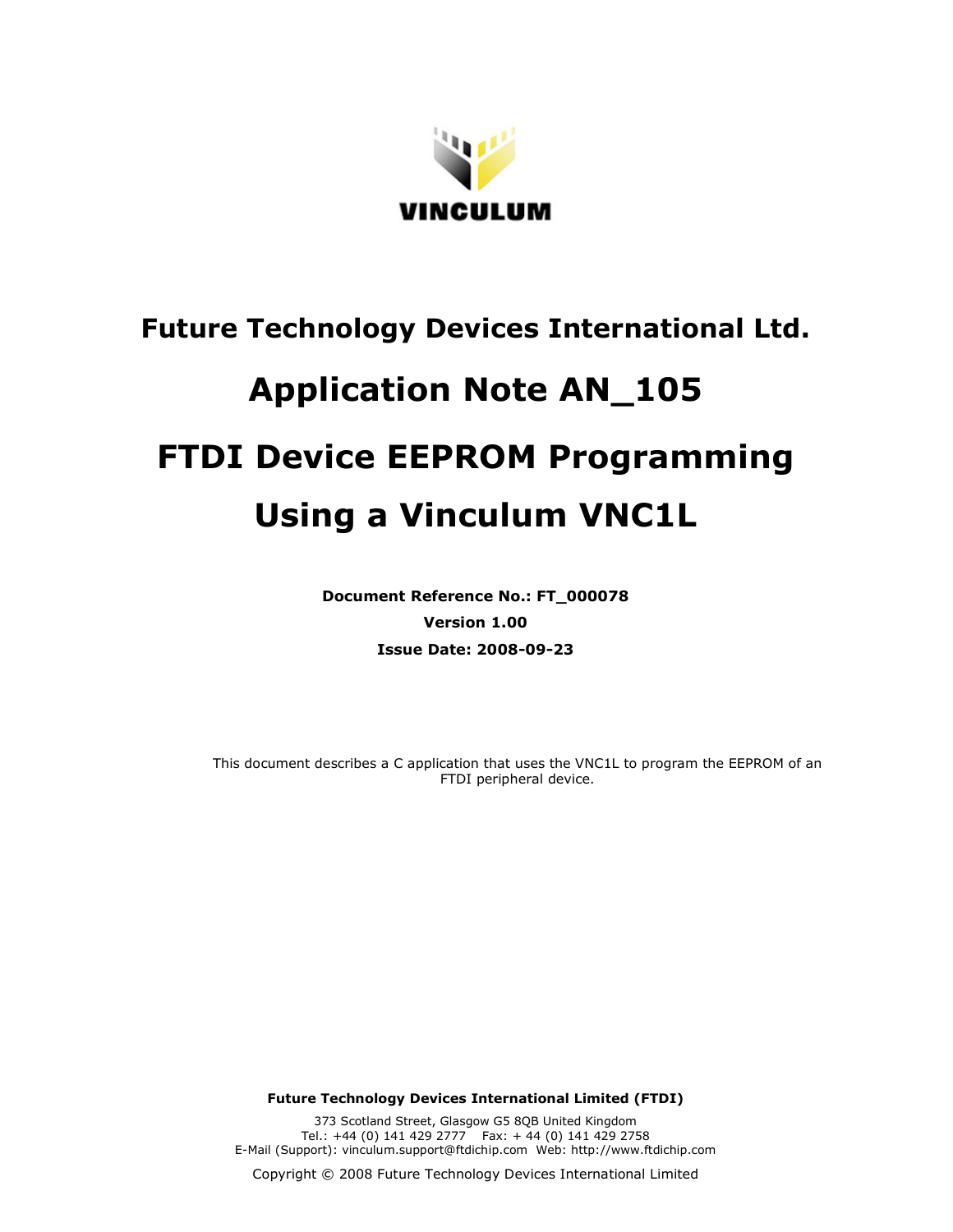VINCULUM

# Future Technology Devices International Ltd.

# Application Note AN_105

# FTDI Device EEPROM Programming Using a Vinculum VNC1L

**Document Reference No.: FT_000078**

**Version 1.00**

**Issue Date: 2008-09-23**

This document describes a C application that uses the VNC1L to program the EEPROM of an FTDI peripheral device.

**Future Technology Devices International Limited (FTDI)**

373 Scotland Street, Glasgow G5 8QB United Kingdom
Tel.: +44 (0) 141 429 2777 Fax: + 44 (0) 141 429 2758
E-Mail (Support): vinculum.support@ftdichip.com Web: http://www.ftdichip.com

Copyright © 2008 Future Technology Devices International Limited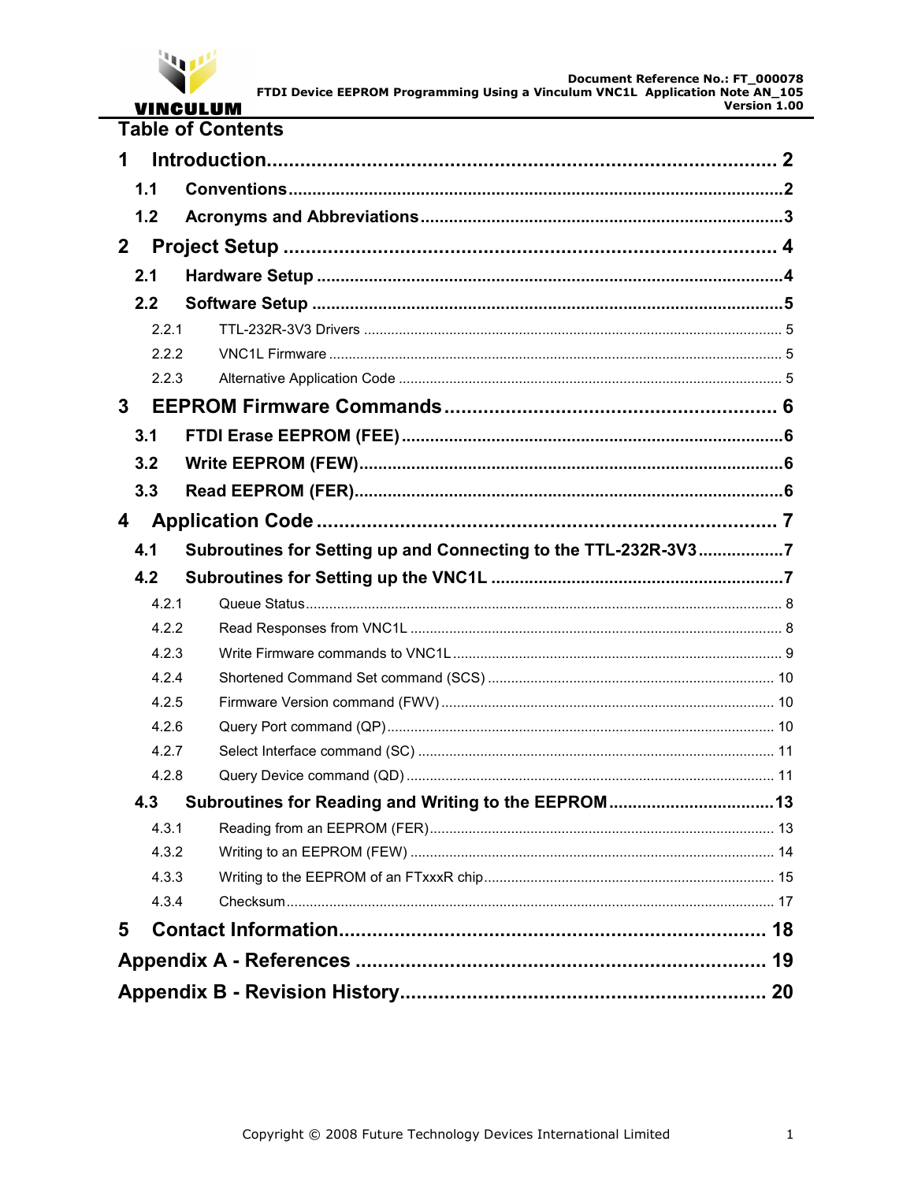# Table of Contents

**1 Introduction** .................................................. 2

- **1.1 Conventions** .................................................. 2
- **1.2 Acronyms and Abbreviations** .................................................. 3

**2 Project Setup** .................................................. 4

- **2.1 Hardware Setup** .................................................. 4
- **2.2 Software Setup** .................................................. 5
  - 2.2.1 TTL-232R-3V3 Drivers .................................................. 5
  - 2.2.2 VNC1L Firmware .................................................. 5
  - 2.2.3 Alternative Application Code .................................................. 5

**3 EEPROM Firmware Commands** .................................................. 6

- **3.1 FTDI Erase EEPROM (FEE)** .................................................. 6
- **3.2 Write EEPROM (FEW)** .................................................. 6
- **3.3 Read EEPROM (FER)** .................................................. 6

**4 Application Code** .................................................. 7

- **4.1 Subroutines for Setting up and Connecting to the TTL-232R-3V3** .................................................. 7
- **4.2 Subroutines for Setting up the VNC1L** .................................................. 7
  - 4.2.1 Queue Status .................................................. 8
  - 4.2.2 Read Responses from VNC1L .................................................. 8
  - 4.2.3 Write Firmware commands to VNC1L .................................................. 9
  - 4.2.4 Shortened Command Set command (SCS) .................................................. 10
  - 4.2.5 Firmware Version command (FWV) .................................................. 10
  - 4.2.6 Query Port command (QP) .................................................. 10
  - 4.2.7 Select Interface command (SC) .................................................. 11
  - 4.2.8 Query Device command (QD) .................................................. 11
- **4.3 Subroutines for Reading and Writing to the EEPROM** .................................................. 13
  - 4.3.1 Reading from an EEPROM (FER) .................................................. 13
  - 4.3.2 Writing to an EEPROM (FEW) .................................................. 14
  - 4.3.3 Writing to the EEPROM of an FTxxxR chip .................................................. 15
  - 4.3.4 Checksum .................................................. 17

**5 Contact Information** .................................................. 18

**Appendix A - References** .................................................. 19

**Appendix B - Revision History** .................................................. 20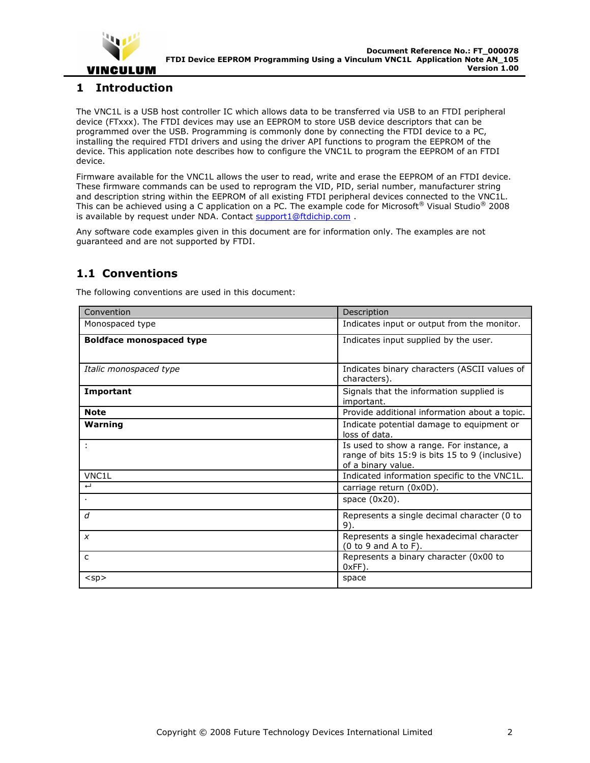# 1 Introduction

The VNC1L is a USB host controller IC which allows data to be transferred via USB to an FTDI peripheral device (FTxxx). The FTDI devices may use an EEPROM to store USB device descriptors that can be programmed over the USB. Programming is commonly done by connecting the FTDI device to a PC, installing the required FTDI drivers and using the driver API functions to program the EEPROM of the device. This application note describes how to configure the VNC1L to program the EEPROM of an FTDI device.

Firmware available for the VNC1L allows the user to read, write and erase the EEPROM of an FTDI device. These firmware commands can be used to reprogram the VID, PID, serial number, manufacturer string and description string within the EEPROM of all existing FTDI peripheral devices connected to the VNC1L. This can be achieved using a C application on a PC. The example code for Microsoft® Visual Studio® 2008 is available by request under NDA. Contact support1@ftdichip.com .

Any software code examples given in this document are for information only. The examples are not guaranteed and are not supported by FTDI.

## 1.1 Conventions

The following conventions are used in this document:

| Convention | Description |
|---|---|
| Monospaced type | Indicates input or output from the monitor. |
| **Boldface monospaced type** | Indicates input supplied by the user. |
| *Italic monospaced type* | Indicates binary characters (ASCII values of characters). |
| **Important** | Signals that the information supplied is important. |
| **Note** | Provide additional information about a topic. |
| **Warning** | Indicate potential damage to equipment or loss of data. |
| : | Is used to show a range. For instance, a range of bits 15:9 is bits 15 to 9 (inclusive) of a binary value. |
| VNC1L | Indicated information specific to the VNC1L. |
| ↵ | carriage return (0x0D). |
| · | space (0x20). |
| *d* | Represents a single decimal character (0 to 9). |
| *x* | Represents a single hexadecimal character (0 to 9 and A to F). |
| c | Represents a binary character (0x00 to 0xFF). |
| <sp> | space |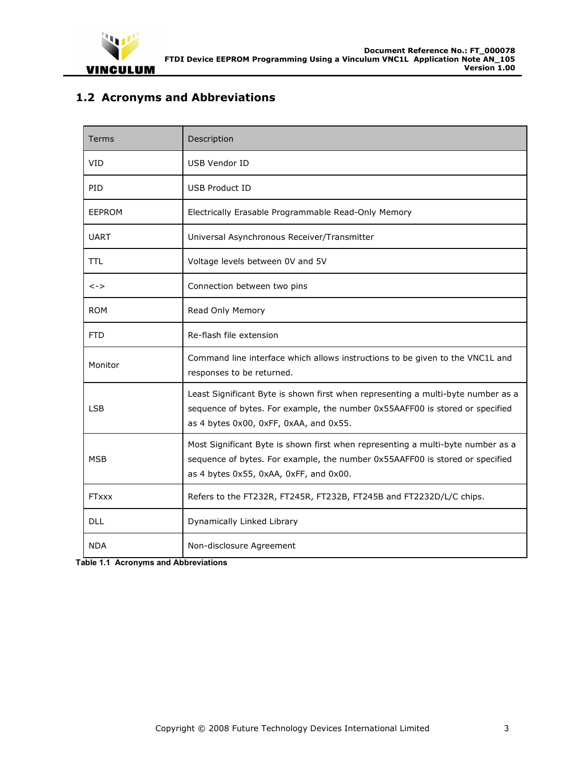## 1.2 Acronyms and Abbreviations

| Terms | Description |
|---|---|
| VID | USB Vendor ID |
| PID | USB Product ID |
| EEPROM | Electrically Erasable Programmable Read-Only Memory |
| UART | Universal Asynchronous Receiver/Transmitter |
| TTL | Voltage levels between 0V and 5V |
| <-> | Connection between two pins |
| ROM | Read Only Memory |
| FTD | Re-flash file extension |
| Monitor | Command line interface which allows instructions to be given to the VNC1L and responses to be returned. |
| LSB | Least Significant Byte is shown first when representing a multi-byte number as a sequence of bytes. For example, the number 0x55AAFF00 is stored or specified as 4 bytes 0x00, 0xFF, 0xAA, and 0x55. |
| MSB | Most Significant Byte is shown first when representing a multi-byte number as a sequence of bytes. For example, the number 0x55AAFF00 is stored or specified as 4 bytes 0x55, 0xAA, 0xFF, and 0x00. |
| FTxxx | Refers to the FT232R, FT245R, FT232B, FT245B and FT2232D/L/C chips. |
| DLL | Dynamically Linked Library |
| NDA | Non-disclosure Agreement |

**Table 1.1 Acronyms and Abbreviations**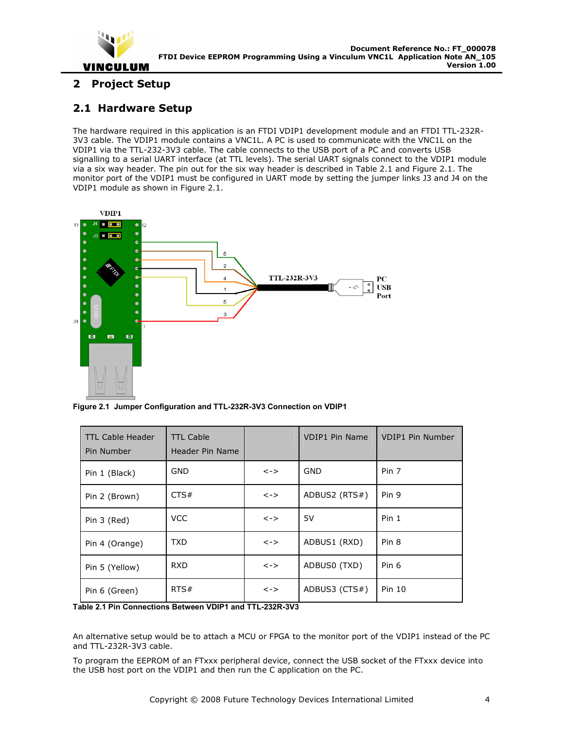# 2 Project Setup

## 2.1 Hardware Setup

The hardware required in this application is an FTDI VDIP1 development module and an FTDI TTL-232R-3V3 cable. The VDIP1 module contains a VNC1L. A PC is used to communicate with the VNC1L on the VDIP1 via the TTL-232-3V3 cable. The cable connects to the USB port of a PC and converts USB signalling to a serial UART interface (at TTL levels). The serial UART signals connect to the VDIP1 module via a six way header. The pin out for the six way header is described in Table 2.1 and Figure 2.1. The monitor port of the VDIP1 must be configured in UART mode by setting the jumper links J3 and J4 on the VDIP1 module as shown in Figure 2.1.

**Figure 2.1 Jumper Configuration and TTL-232R-3V3 Connection on VDIP1**

| TTL Cable Header Pin Number | TTL Cable Header Pin Name | | VDIP1 Pin Name | VDIP1 Pin Number |
|---|---|---|---|---|
| Pin 1 (Black) | GND | <-> | GND | Pin 7 |
| Pin 2 (Brown) | CTS# | <-> | ADBUS2 (RTS#) | Pin 9 |
| Pin 3 (Red) | VCC | <-> | 5V | Pin 1 |
| Pin 4 (Orange) | TXD | <-> | ADBUS1 (RXD) | Pin 8 |
| Pin 5 (Yellow) | RXD | <-> | ADBUS0 (TXD) | Pin 6 |
| Pin 6 (Green) | RTS# | <-> | ADBUS3 (CTS#) | Pin 10 |

**Table 2.1 Pin Connections Between VDIP1 and TTL-232R-3V3**

An alternative setup would be to attach a MCU or FPGA to the monitor port of the VDIP1 instead of the PC and TTL-232R-3V3 cable.

To program the EEPROM of an FTxxx peripheral device, connect the USB socket of the FTxxx device into the USB host port on the VDIP1 and then run the C application on the PC.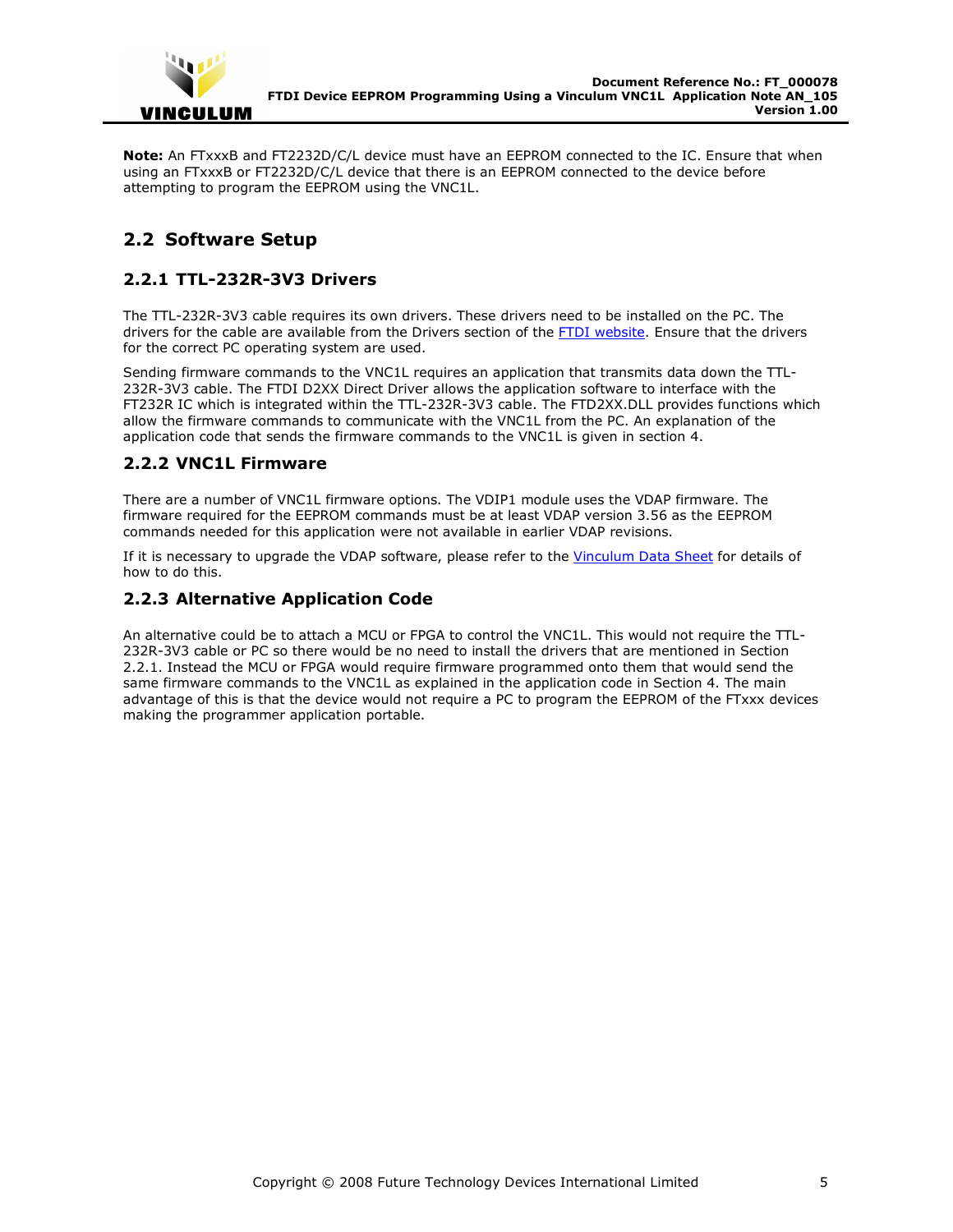**Note:** An FTxxxB and FT2232D/C/L device must have an EEPROM connected to the IC. Ensure that when using an FTxxxB or FT2232D/C/L device that there is an EEPROM connected to the device before attempting to program the EEPROM using the VNC1L.

## 2.2 Software Setup

### 2.2.1 TTL-232R-3V3 Drivers

The TTL-232R-3V3 cable requires its own drivers. These drivers need to be installed on the PC. The drivers for the cable are available from the Drivers section of the FTDI website. Ensure that the drivers for the correct PC operating system are used.

Sending firmware commands to the VNC1L requires an application that transmits data down the TTL-232R-3V3 cable. The FTDI D2XX Direct Driver allows the application software to interface with the FT232R IC which is integrated within the TTL-232R-3V3 cable. The FTD2XX.DLL provides functions which allow the firmware commands to communicate with the VNC1L from the PC. An explanation of the application code that sends the firmware commands to the VNC1L is given in section 4.

### 2.2.2 VNC1L Firmware

There are a number of VNC1L firmware options. The VDIP1 module uses the VDAP firmware. The firmware required for the EEPROM commands must be at least VDAP version 3.56 as the EEPROM commands needed for this application were not available in earlier VDAP revisions.

If it is necessary to upgrade the VDAP software, please refer to the Vinculum Data Sheet for details of how to do this.

### 2.2.3 Alternative Application Code

An alternative could be to attach a MCU or FPGA to control the VNC1L. This would not require the TTL-232R-3V3 cable or PC so there would be no need to install the drivers that are mentioned in Section 2.2.1. Instead the MCU or FPGA would require firmware programmed onto them that would send the same firmware commands to the VNC1L as explained in the application code in Section 4. The main advantage of this is that the device would not require a PC to program the EEPROM of the FTxxx devices making the programmer application portable.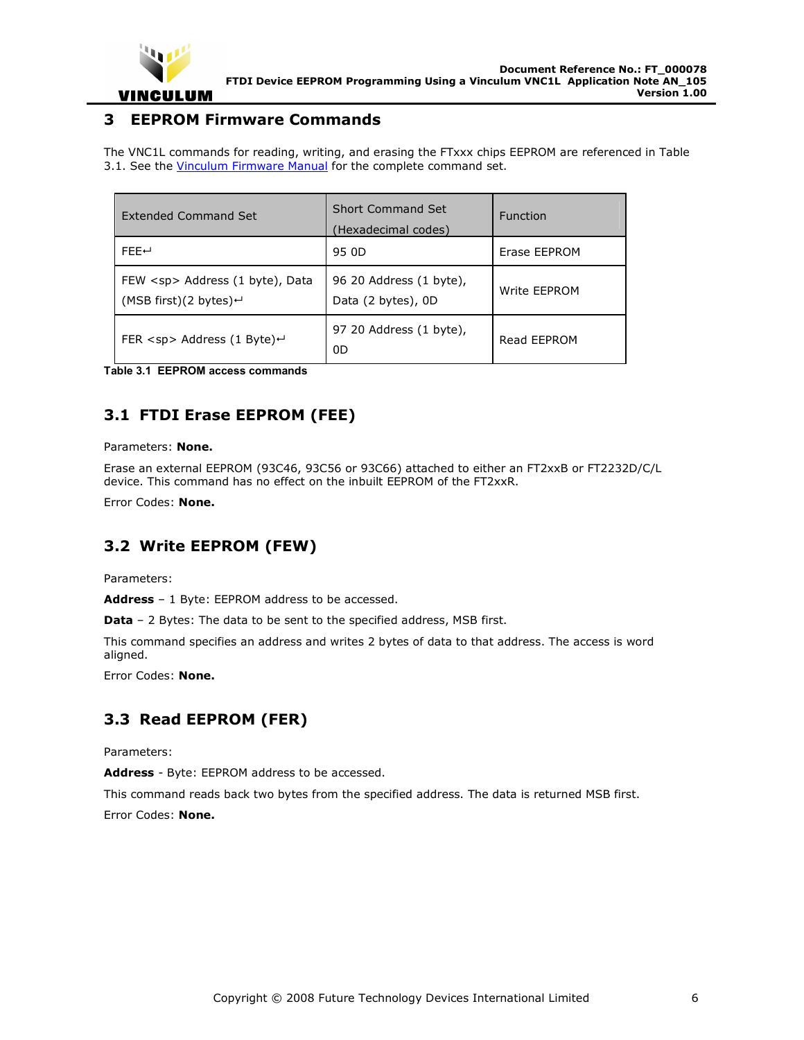# 3 EEPROM Firmware Commands

The VNC1L commands for reading, writing, and erasing the FTxxx chips EEPROM are referenced in Table 3.1. See the Vinculum Firmware Manual for the complete command set.

| Extended Command Set | Short Command Set (Hexadecimal codes) | Function |
|---|---|---|
| FEE↵ | 95 0D | Erase EEPROM |
| FEW <sp> Address (1 byte), Data (MSB first)(2 bytes)↵ | 96 20 Address (1 byte), Data (2 bytes), 0D | Write EEPROM |
| FER <sp> Address (1 Byte)↵ | 97 20 Address (1 byte), 0D | Read EEPROM |

**Table 3.1 EEPROM access commands**

## 3.1 FTDI Erase EEPROM (FEE)

Parameters: **None.**

Erase an external EEPROM (93C46, 93C56 or 93C66) attached to either an FT2xxB or FT2232D/C/L device. This command has no effect on the inbuilt EEPROM of the FT2xxR.

Error Codes: **None.**

## 3.2 Write EEPROM (FEW)

Parameters:

**Address** – 1 Byte: EEPROM address to be accessed.

**Data** – 2 Bytes: The data to be sent to the specified address, MSB first.

This command specifies an address and writes 2 bytes of data to that address. The access is word aligned.

Error Codes: **None.**

## 3.3 Read EEPROM (FER)

Parameters:

**Address** - Byte: EEPROM address to be accessed.

This command reads back two bytes from the specified address. The data is returned MSB first.

Error Codes: **None.**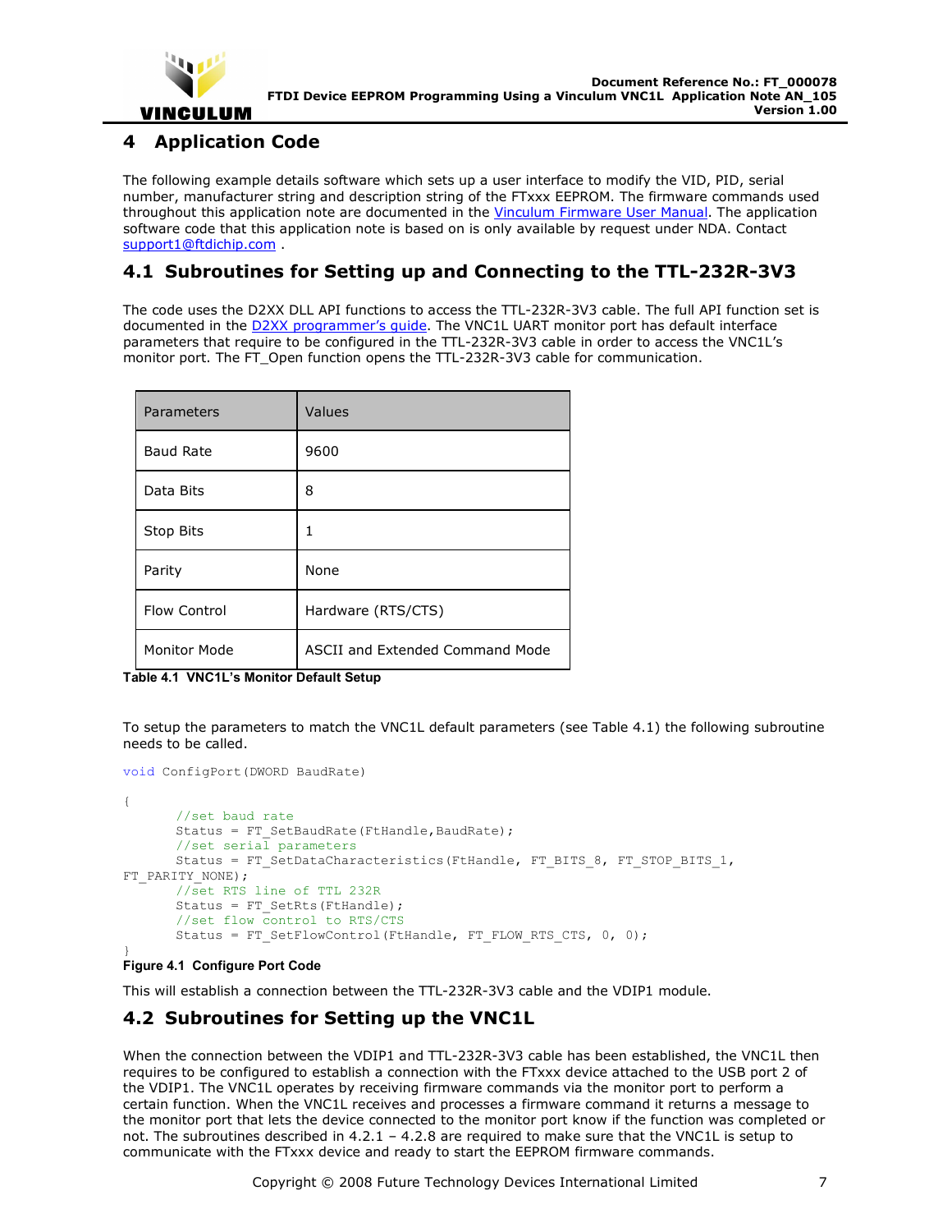# 4 Application Code

The following example details software which sets up a user interface to modify the VID, PID, serial number, manufacturer string and description string of the FTxxx EEPROM. The firmware commands used throughout this application note are documented in the Vinculum Firmware User Manual. The application software code that this application note is based on is only available by request under NDA. Contact support1@ftdichip.com .

## 4.1 Subroutines for Setting up and Connecting to the TTL-232R-3V3

The code uses the D2XX DLL API functions to access the TTL-232R-3V3 cable. The full API function set is documented in the D2XX programmer's guide. The VNC1L UART monitor port has default interface parameters that require to be configured in the TTL-232R-3V3 cable in order to access the VNC1L's monitor port. The FT_Open function opens the TTL-232R-3V3 cable for communication.

| Parameters | Values |
|---|---|
| Baud Rate | 9600 |
| Data Bits | 8 |
| Stop Bits | 1 |
| Parity | None |
| Flow Control | Hardware (RTS/CTS) |
| Monitor Mode | ASCII and Extended Command Mode |

**Table 4.1 VNC1L's Monitor Default Setup**

To setup the parameters to match the VNC1L default parameters (see Table 4.1) the following subroutine needs to be called.

```
void ConfigPort(DWORD BaudRate)

{
        //set baud rate
        Status = FT_SetBaudRate(FtHandle,BaudRate);
        //set serial parameters
        Status = FT_SetDataCharacteristics(FtHandle, FT_BITS_8, FT_STOP_BITS_1,
FT_PARITY_NONE);
        //set RTS line of TTL 232R
        Status = FT_SetRts(FtHandle);
        //set flow control to RTS/CTS
        Status = FT_SetFlowControl(FtHandle, FT_FLOW_RTS_CTS, 0, 0);
}
```

**Figure 4.1 Configure Port Code**

This will establish a connection between the TTL-232R-3V3 cable and the VDIP1 module.

## 4.2 Subroutines for Setting up the VNC1L

When the connection between the VDIP1 and TTL-232R-3V3 cable has been established, the VNC1L then requires to be configured to establish a connection with the FTxxx device attached to the USB port 2 of the VDIP1. The VNC1L operates by receiving firmware commands via the monitor port to perform a certain function. When the VNC1L receives and processes a firmware command it returns a message to the monitor port that lets the device connected to the monitor port know if the function was completed or not. The subroutines described in 4.2.1 – 4.2.8 are required to make sure that the VNC1L is setup to communicate with the FTxxx device and ready to start the EEPROM firmware commands.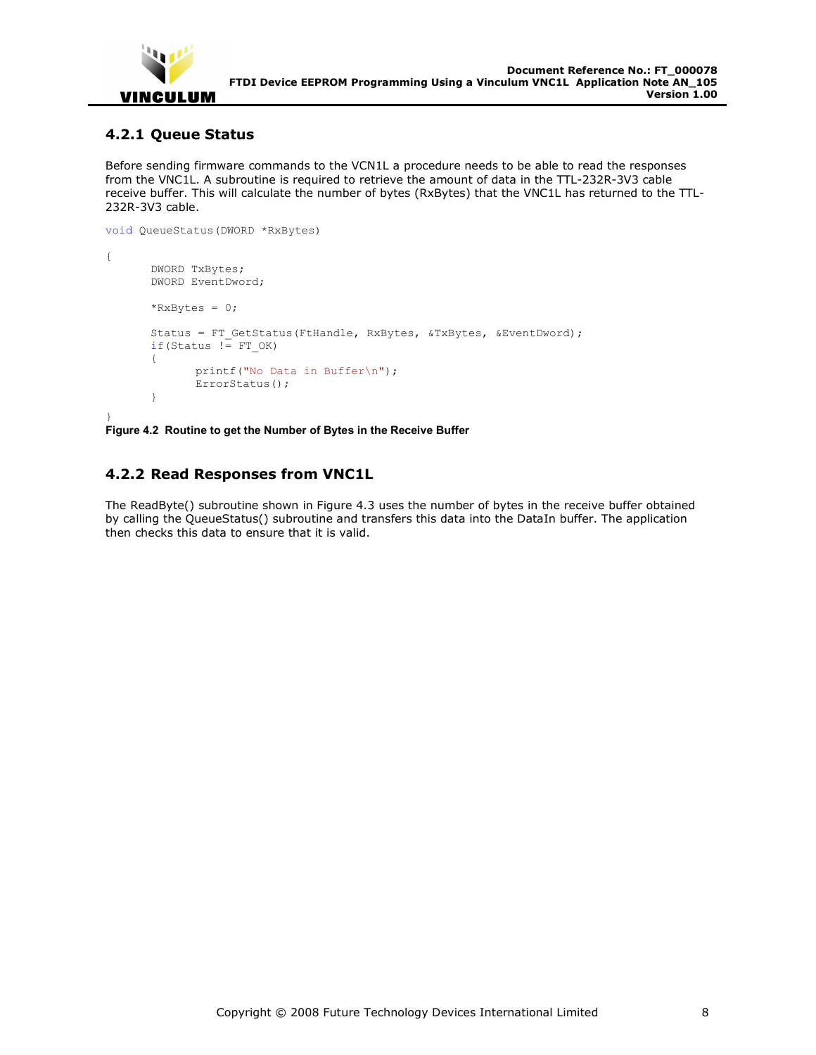### 4.2.1 Queue Status

Before sending firmware commands to the VCN1L a procedure needs to be able to read the responses from the VNC1L. A subroutine is required to retrieve the amount of data in the TTL-232R-3V3 cable receive buffer. This will calculate the number of bytes (RxBytes) that the VNC1L has returned to the TTL-232R-3V3 cable.

```
void QueueStatus(DWORD *RxBytes)

{
	DWORD TxBytes;
	DWORD EventDword;

	*RxBytes = 0;

	Status = FT_GetStatus(FtHandle, RxBytes, &TxBytes, &EventDword);
	if(Status != FT_OK)
	{
		printf("No Data in Buffer\n");
		ErrorStatus();
	}

}
```

**Figure 4.2 Routine to get the Number of Bytes in the Receive Buffer**

### 4.2.2 Read Responses from VNC1L

The ReadByte() subroutine shown in Figure 4.3 uses the number of bytes in the receive buffer obtained by calling the QueueStatus() subroutine and transfers this data into the DataIn buffer. The application then checks this data to ensure that it is valid.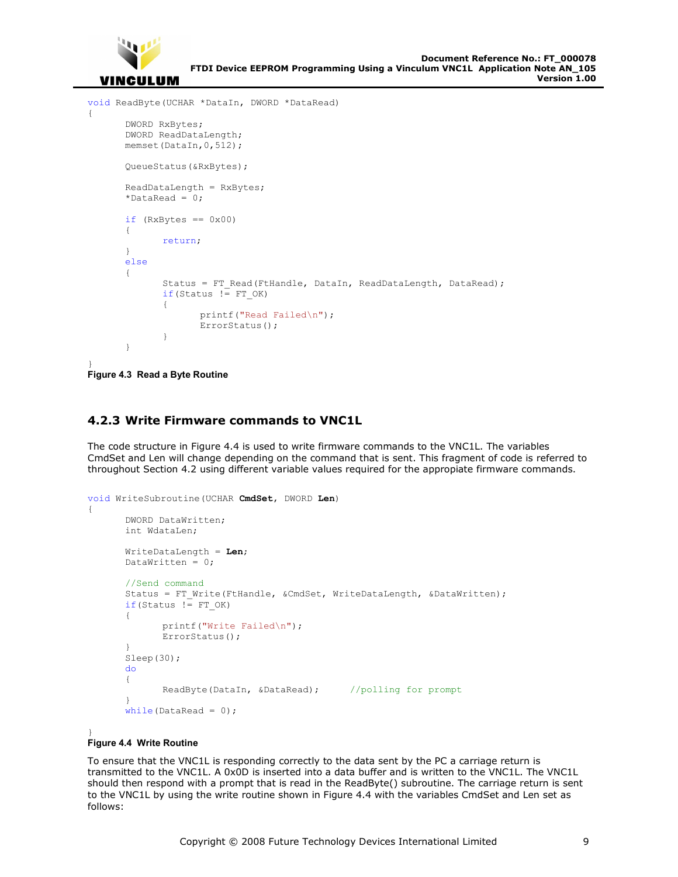```
void ReadByte(UCHAR *DataIn, DWORD *DataRead)
{
	DWORD RxBytes;
	DWORD ReadDataLength;
	memset(DataIn,0,512);

	QueueStatus(&RxBytes);

	ReadDataLength = RxBytes;
	*DataRead = 0;

	if (RxBytes == 0x00)
	{
		return;
	}
	else
	{
		Status = FT_Read(FtHandle, DataIn, ReadDataLength, DataRead);
		if(Status != FT_OK)
		{
			printf("Read Failed\n");
			ErrorStatus();
		}
	}

}
```

**Figure 4.3 Read a Byte Routine**

### 4.2.3 Write Firmware commands to VNC1L

The code structure in Figure 4.4 is used to write firmware commands to the VNC1L. The variables CmdSet and Len will change depending on the command that is sent. This fragment of code is referred to throughout Section 4.2 using different variable values required for the appropiate firmware commands.

```
void WriteSubroutine(UCHAR CmdSet, DWORD Len)
{
	DWORD DataWritten;
	int WdataLen;

	WriteDataLength = Len;
	DataWritten = 0;

	//Send command
	Status = FT_Write(FtHandle, &CmdSet, WriteDataLength, &DataWritten);
	if(Status != FT_OK)
	{
		printf("Write Failed\n");
		ErrorStatus();
	}
	Sleep(30);
	do
	{
		ReadByte(DataIn, &DataRead);	//polling for prompt
	}
	while(DataRead = 0);

}
```

**Figure 4.4 Write Routine**

To ensure that the VNC1L is responding correctly to the data sent by the PC a carriage return is transmitted to the VNC1L. A 0x0D is inserted into a data buffer and is written to the VNC1L. The VNC1L should then respond with a prompt that is read in the ReadByte() subroutine. The carriage return is sent to the VNC1L by using the write routine shown in Figure 4.4 with the variables CmdSet and Len set as follows: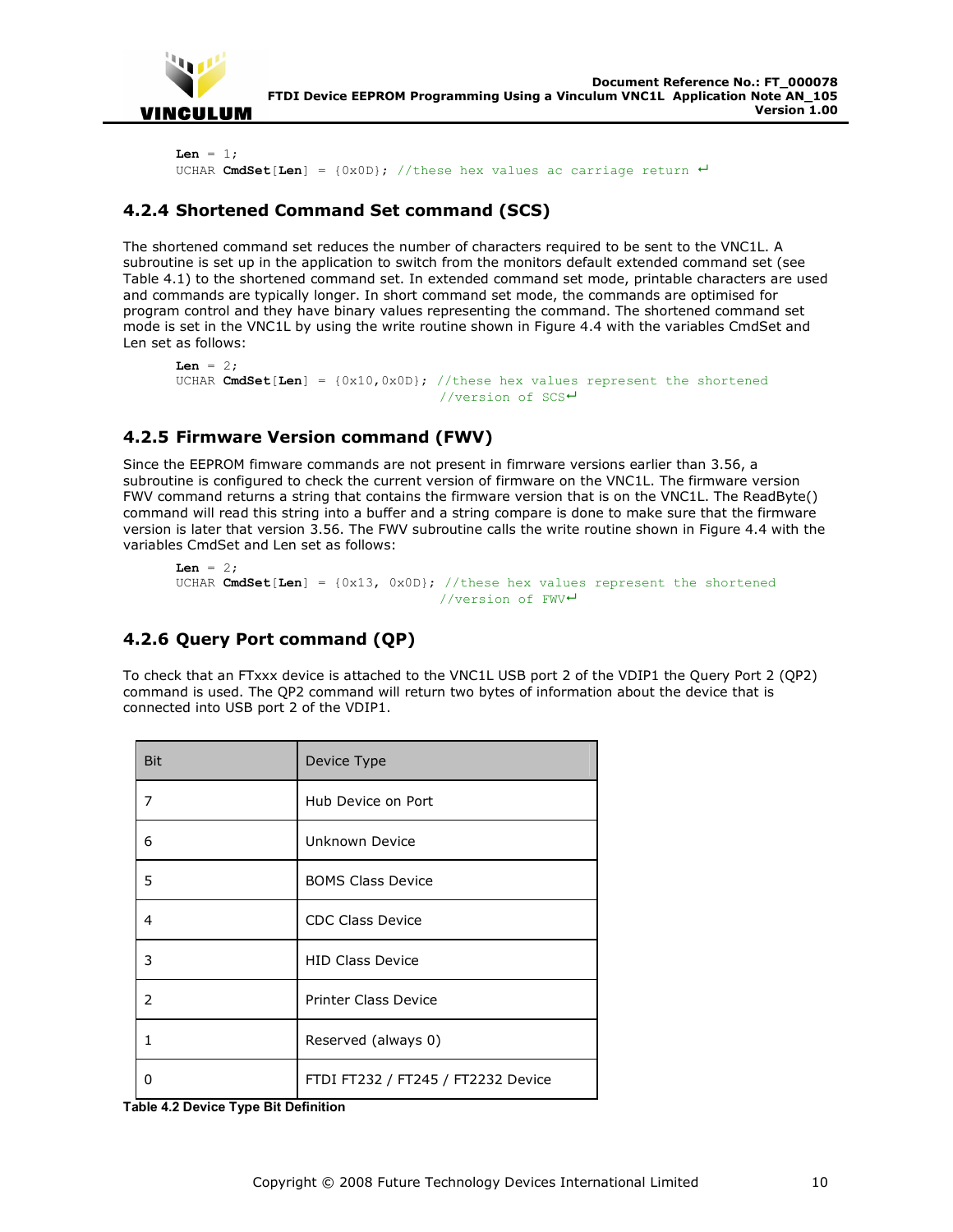```
Len = 1;
UCHAR CmdSet[Len] = {0x0D}; //these hex values ac carriage return ↵
```

### 4.2.4 Shortened Command Set command (SCS)

The shortened command set reduces the number of characters required to be sent to the VNC1L. A subroutine is set up in the application to switch from the monitors default extended command set (see Table 4.1) to the shortened command set. In extended command set mode, printable characters are used and commands are typically longer. In short command set mode, the commands are optimised for program control and they have binary values representing the command. The shortened command set mode is set in the VNC1L by using the write routine shown in Figure 4.4 with the variables CmdSet and Len set as follows:

```
Len = 2;
UCHAR CmdSet[Len] = {0x10,0x0D}; //these hex values represent the shortened
                                 //version of SCS↵
```

### 4.2.5 Firmware Version command (FWV)

Since the EEPROM fimware commands are not present in fimrware versions earlier than 3.56, a subroutine is configured to check the current version of firmware on the VNC1L. The firmware version FWV command returns a string that contains the firmware version that is on the VNC1L. The ReadByte() command will read this string into a buffer and a string compare is done to make sure that the firmware version is later that version 3.56. The FWV subroutine calls the write routine shown in Figure 4.4 with the variables CmdSet and Len set as follows:

```
Len = 2;
UCHAR CmdSet[Len] = {0x13, 0x0D}; //these hex values represent the shortened
                                  //version of FWV↵
```

### 4.2.6 Query Port command (QP)

To check that an FTxxx device is attached to the VNC1L USB port 2 of the VDIP1 the Query Port 2 (QP2) command is used. The QP2 command will return two bytes of information about the device that is connected into USB port 2 of the VDIP1.

| Bit | Device Type |
|---|---|
| 7 | Hub Device on Port |
| 6 | Unknown Device |
| 5 | BOMS Class Device |
| 4 | CDC Class Device |
| 3 | HID Class Device |
| 2 | Printer Class Device |
| 1 | Reserved (always 0) |
| 0 | FTDI FT232 / FT245 / FT2232 Device |

**Table 4.2 Device Type Bit Definition**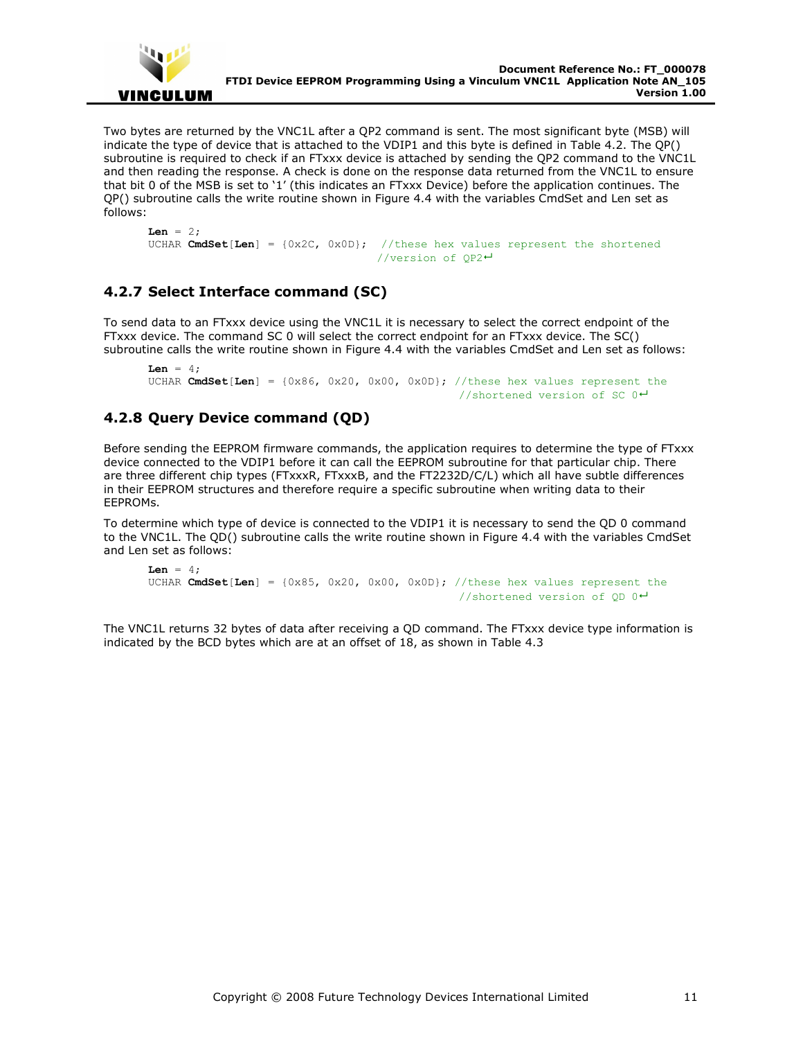Two bytes are returned by the VNC1L after a QP2 command is sent. The most significant byte (MSB) will indicate the type of device that is attached to the VDIP1 and this byte is defined in Table 4.2. The QP() subroutine is required to check if an FTxxx device is attached by sending the QP2 command to the VNC1L and then reading the response. A check is done on the response data returned from the VNC1L to ensure that bit 0 of the MSB is set to '1' (this indicates an FTxxx Device) before the application continues. The QP() subroutine calls the write routine shown in Figure 4.4 with the variables CmdSet and Len set as follows:

```
Len = 2;
UCHAR CmdSet[Len] = {0x2C, 0x0D};  //these hex values represent the shortened
                                   //version of QP2↵
```

### 4.2.7 Select Interface command (SC)

To send data to an FTxxx device using the VNC1L it is necessary to select the correct endpoint of the FTxxx device. The command SC 0 will select the correct endpoint for an FTxxx device. The SC() subroutine calls the write routine shown in Figure 4.4 with the variables CmdSet and Len set as follows:

```
Len = 4;
UCHAR CmdSet[Len] = {0x86, 0x20, 0x00, 0x0D}; //these hex values represent the
                                              //shortened version of SC 0↵
```

### 4.2.8 Query Device command (QD)

Before sending the EEPROM firmware commands, the application requires to determine the type of FTxxx device connected to the VDIP1 before it can call the EEPROM subroutine for that particular chip. There are three different chip types (FTxxxR, FTxxxB, and the FT2232D/C/L) which all have subtle differences in their EEPROM structures and therefore require a specific subroutine when writing data to their EEPROMs.

To determine which type of device is connected to the VDIP1 it is necessary to send the QD 0 command to the VNC1L. The QD() subroutine calls the write routine shown in Figure 4.4 with the variables CmdSet and Len set as follows:

```
Len = 4;
UCHAR CmdSet[Len] = {0x85, 0x20, 0x00, 0x0D}; //these hex values represent the
                                              //shortened version of QD 0↵
```

The VNC1L returns 32 bytes of data after receiving a QD command. The FTxxx device type information is indicated by the BCD bytes which are at an offset of 18, as shown in Table 4.3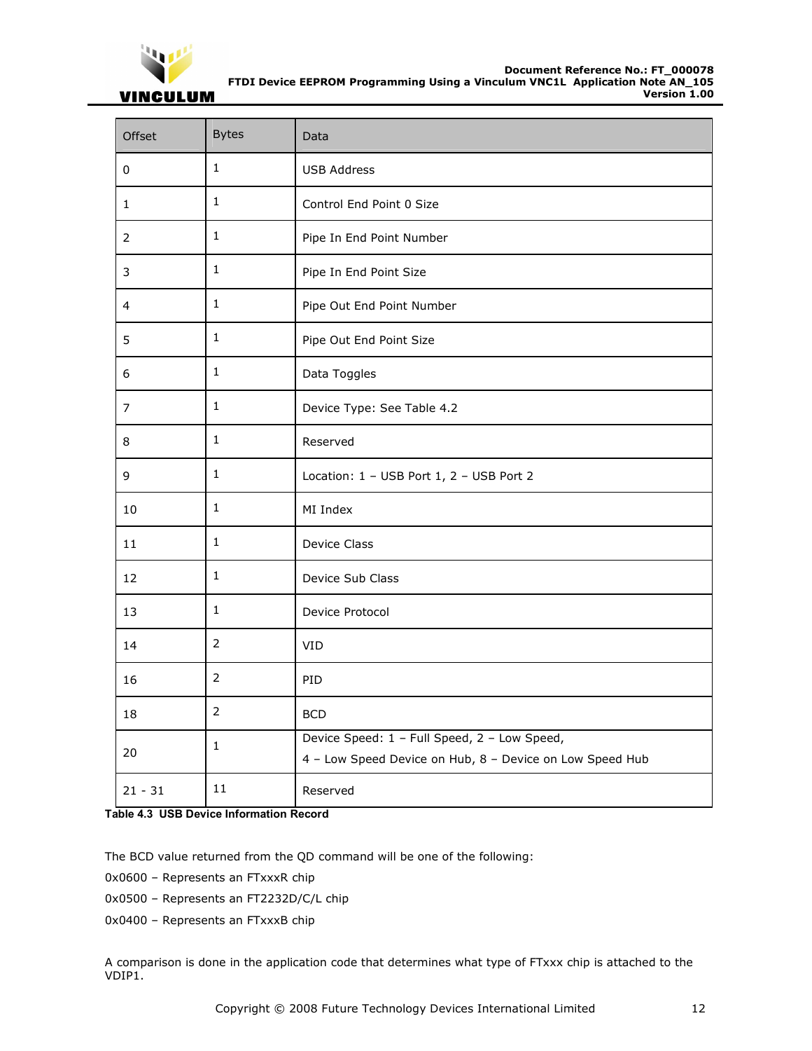| Offset | Bytes | Data |
|---|---|---|
| 0 | 1 | USB Address |
| 1 | 1 | Control End Point 0 Size |
| 2 | 1 | Pipe In End Point Number |
| 3 | 1 | Pipe In End Point Size |
| 4 | 1 | Pipe Out End Point Number |
| 5 | 1 | Pipe Out End Point Size |
| 6 | 1 | Data Toggles |
| 7 | 1 | Device Type: See Table 4.2 |
| 8 | 1 | Reserved |
| 9 | 1 | Location: 1 – USB Port 1, 2 – USB Port 2 |
| 10 | 1 | MI Index |
| 11 | 1 | Device Class |
| 12 | 1 | Device Sub Class |
| 13 | 1 | Device Protocol |
| 14 | 2 | VID |
| 16 | 2 | PID |
| 18 | 2 | BCD |
| 20 | 1 | Device Speed: 1 – Full Speed, 2 – Low Speed, 4 – Low Speed Device on Hub, 8 – Device on Low Speed Hub |
| 21 - 31 | 11 | Reserved |

**Table 4.3 USB Device Information Record**

The BCD value returned from the QD command will be one of the following:

0x0600 – Represents an FTxxxR chip

0x0500 – Represents an FT2232D/C/L chip

0x0400 – Represents an FTxxxB chip

A comparison is done in the application code that determines what type of FTxxx chip is attached to the VDIP1.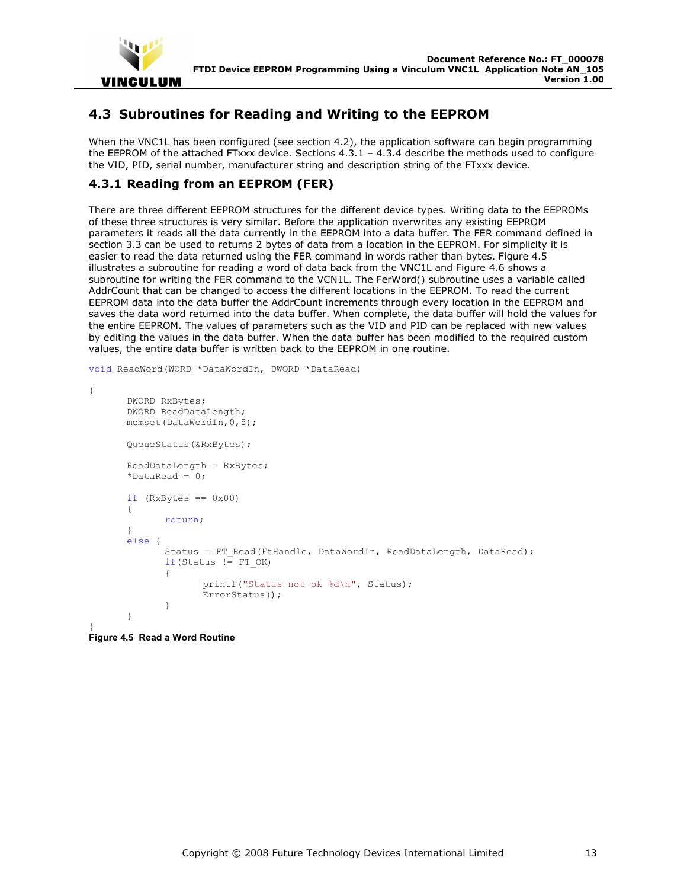## 4.3 Subroutines for Reading and Writing to the EEPROM

When the VNC1L has been configured (see section 4.2), the application software can begin programming the EEPROM of the attached FTxxx device. Sections 4.3.1 – 4.3.4 describe the methods used to configure the VID, PID, serial number, manufacturer string and description string of the FTxxx device.

### 4.3.1 Reading from an EEPROM (FER)

There are three different EEPROM structures for the different device types. Writing data to the EEPROMs of these three structures is very similar. Before the application overwrites any existing EEPROM parameters it reads all the data currently in the EEPROM into a data buffer. The FER command defined in section 3.3 can be used to returns 2 bytes of data from a location in the EEPROM. For simplicity it is easier to read the data returned using the FER command in words rather than bytes. Figure 4.5 illustrates a subroutine for reading a word of data back from the VNC1L and Figure 4.6 shows a subroutine for writing the FER command to the VCN1L. The FerWord() subroutine uses a variable called AddrCount that can be changed to access the different locations in the EEPROM. To read the current EEPROM data into the data buffer the AddrCount increments through every location in the EEPROM and saves the data word returned into the data buffer. When complete, the data buffer will hold the values for the entire EEPROM. The values of parameters such as the VID and PID can be replaced with new values by editing the values in the data buffer. When the data buffer has been modified to the required custom values, the entire data buffer is written back to the EEPROM in one routine.

```
void ReadWord(WORD *DataWordIn, DWORD *DataRead)

{
        DWORD RxBytes;
        DWORD ReadDataLength;
        memset(DataWordIn,0,5);

        QueueStatus(&RxBytes);

        ReadDataLength = RxBytes;
        *DataRead = 0;

        if (RxBytes == 0x00)
        {
                return;
        }
        else {
                Status = FT_Read(FtHandle, DataWordIn, ReadDataLength, DataRead);
                if(Status != FT_OK)
                {
                        printf("Status not ok %d\n", Status);
                        ErrorStatus();
                }
        }
}
```

**Figure 4.5 Read a Word Routine**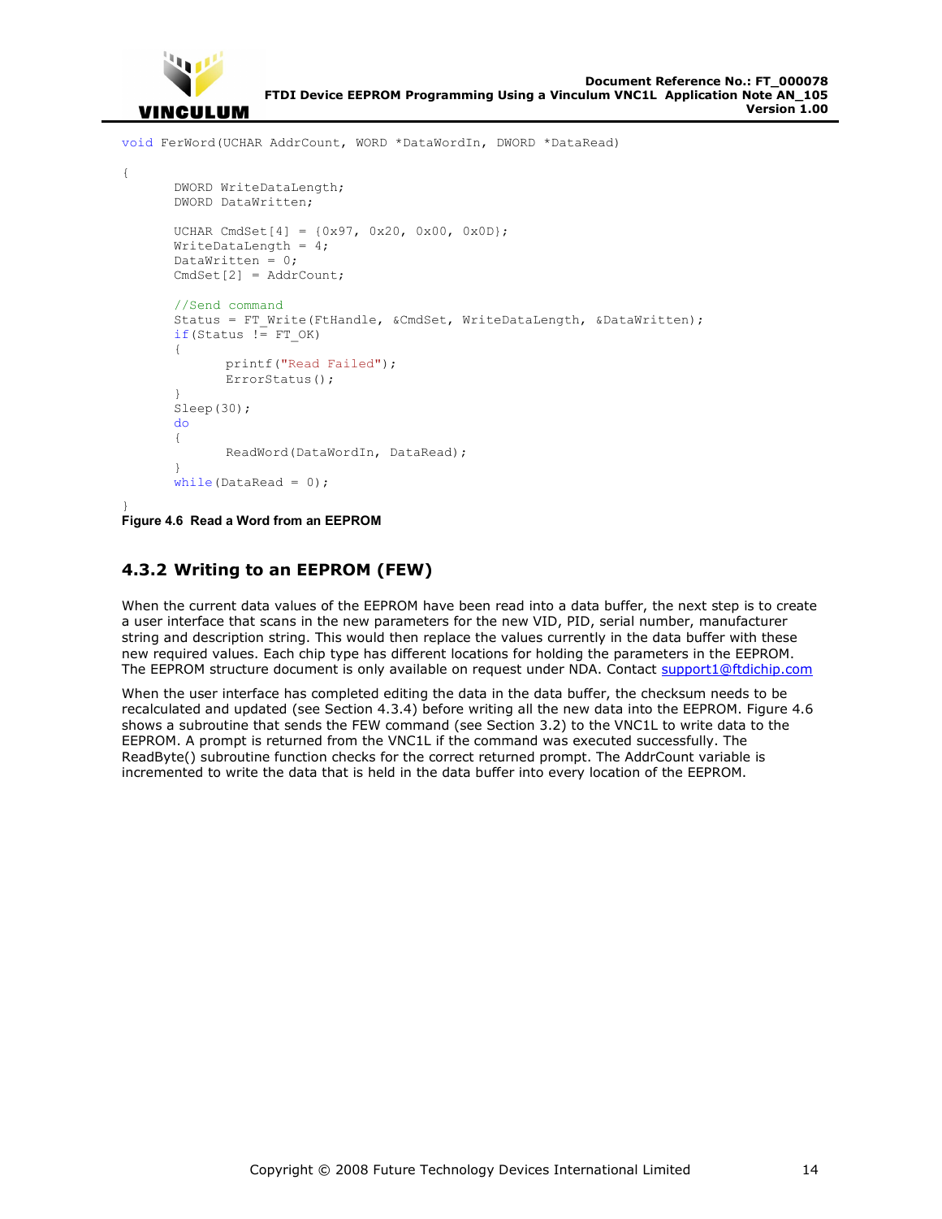```
void FerWord(UCHAR AddrCount, WORD *DataWordIn, DWORD *DataRead)

{
        DWORD WriteDataLength;
        DWORD DataWritten;

        UCHAR CmdSet[4] = {0x97, 0x20, 0x00, 0x0D};
        WriteDataLength = 4;
        DataWritten = 0;
        CmdSet[2] = AddrCount;

        //Send command
        Status = FT_Write(FtHandle, &CmdSet, WriteDataLength, &DataWritten);
        if(Status != FT_OK)
        {
                printf("Read Failed");
                ErrorStatus();
        }
        Sleep(30);
        do
        {
                ReadWord(DataWordIn, DataRead);
        }
        while(DataRead = 0);
}
```

**Figure 4.6 Read a Word from an EEPROM**

### 4.3.2 Writing to an EEPROM (FEW)

When the current data values of the EEPROM have been read into a data buffer, the next step is to create a user interface that scans in the new parameters for the new VID, PID, serial number, manufacturer string and description string. This would then replace the values currently in the data buffer with these new required values. Each chip type has different locations for holding the parameters in the EEPROM. The EEPROM structure document is only available on request under NDA. Contact support1@ftdichip.com

When the user interface has completed editing the data in the data buffer, the checksum needs to be recalculated and updated (see Section 4.3.4) before writing all the new data into the EEPROM. Figure 4.6 shows a subroutine that sends the FEW command (see Section 3.2) to the VNC1L to write data to the EEPROM. A prompt is returned from the VNC1L if the command was executed successfully. The ReadByte() subroutine function checks for the correct returned prompt. The AddrCount variable is incremented to write the data that is held in the data buffer into every location of the EEPROM.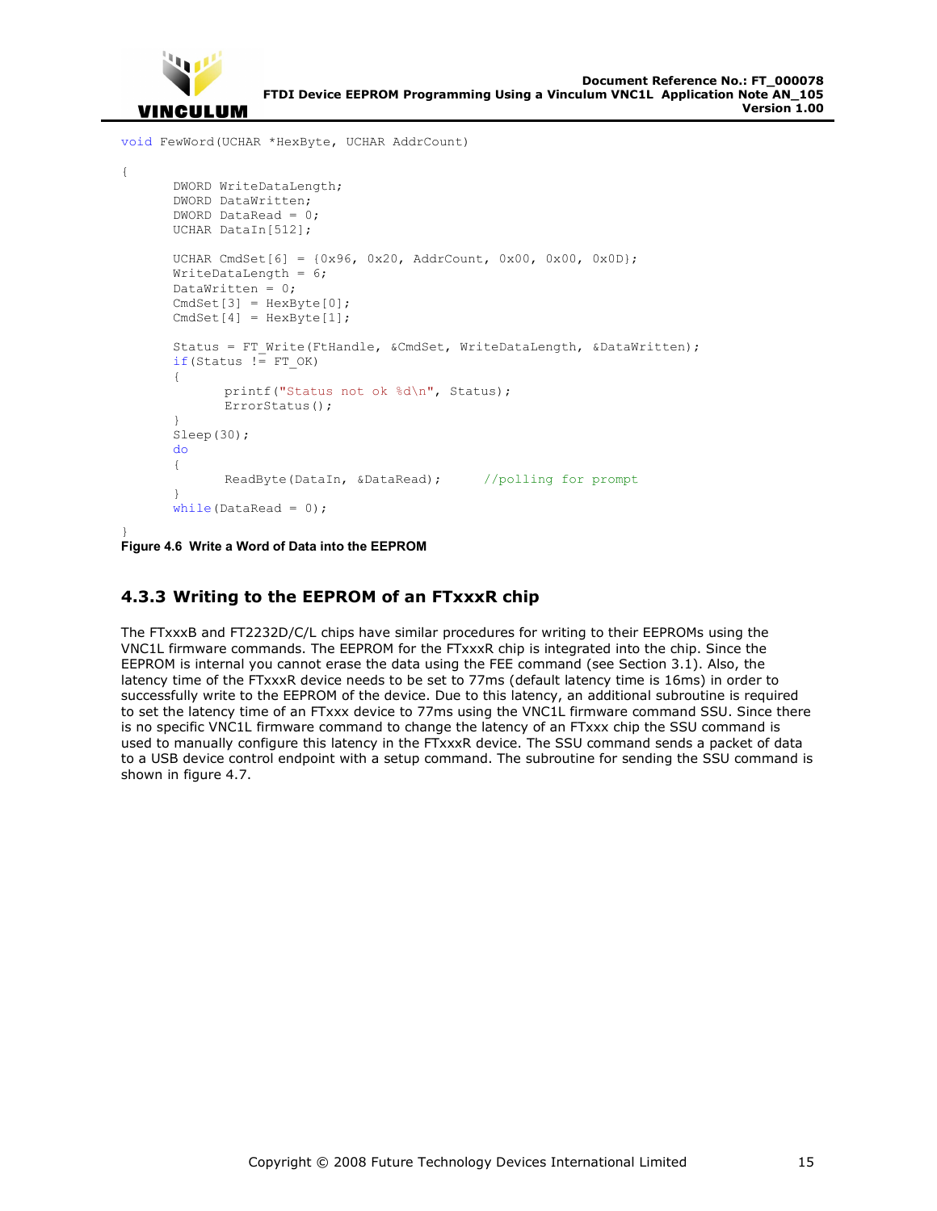```c
void FewWord(UCHAR *HexByte, UCHAR AddrCount)

{
	DWORD WriteDataLength;
	DWORD DataWritten;
	DWORD DataRead = 0;
	UCHAR DataIn[512];

	UCHAR CmdSet[6] = {0x96, 0x20, AddrCount, 0x00, 0x00, 0x0D};
	WriteDataLength = 6;
	DataWritten = 0;
	CmdSet[3] = HexByte[0];
	CmdSet[4] = HexByte[1];

	Status = FT_Write(FtHandle, &CmdSet, WriteDataLength, &DataWritten);
	if(Status != FT_OK)
	{
		printf("Status not ok %d\n", Status);
		ErrorStatus();
	}
	Sleep(30);
	do
	{
		ReadByte(DataIn, &DataRead);	//polling for prompt
	}
	while(DataRead = 0);

}
```

**Figure 4.6 Write a Word of Data into the EEPROM**

### 4.3.3 Writing to the EEPROM of an FTxxxR chip

The FTxxxB and FT2232D/C/L chips have similar procedures for writing to their EEPROMs using the VNC1L firmware commands. The EEPROM for the FTxxxR chip is integrated into the chip. Since the EEPROM is internal you cannot erase the data using the FEE command (see Section 3.1). Also, the latency time of the FTxxxR device needs to be set to 77ms (default latency time is 16ms) in order to successfully write to the EEPROM of the device. Due to this latency, an additional subroutine is required to set the latency time of an FTxxx device to 77ms using the VNC1L firmware command SSU. Since there is no specific VNC1L firmware command to change the latency of an FTxxx chip the SSU command is used to manually configure this latency in the FTxxxR device. The SSU command sends a packet of data to a USB device control endpoint with a setup command. The subroutine for sending the SSU command is shown in figure 4.7.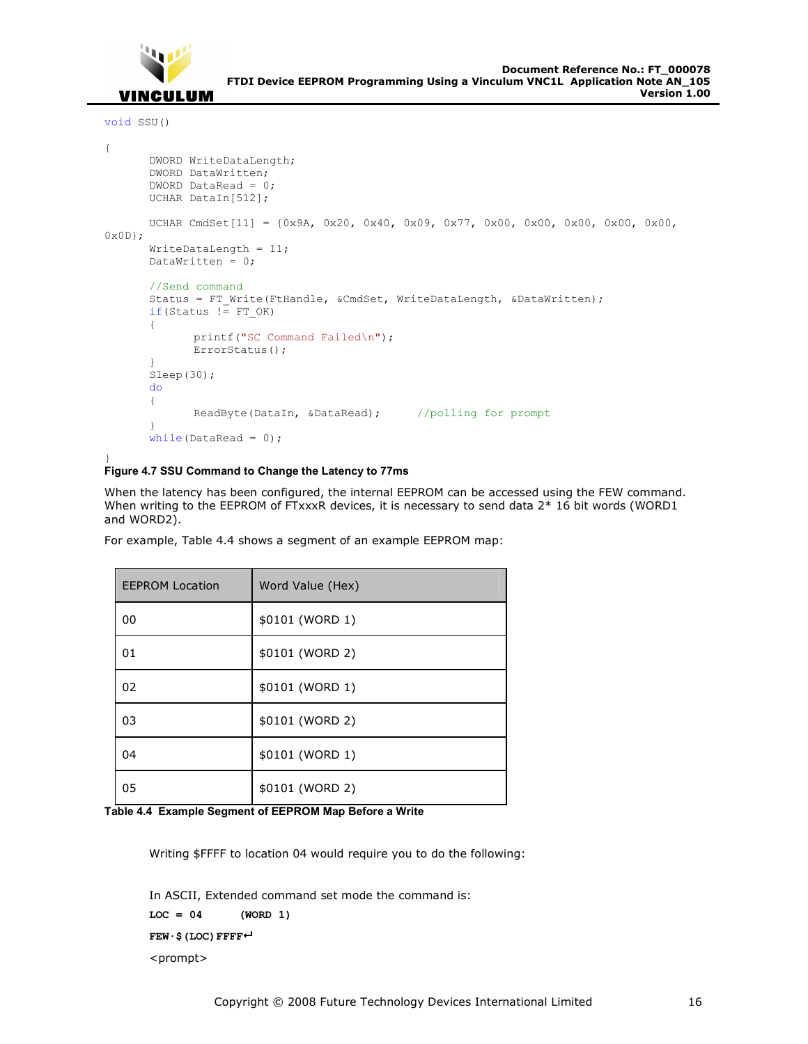```
void SSU()

{
        DWORD WriteDataLength;
        DWORD DataWritten;
        DWORD DataRead = 0;
        UCHAR DataIn[512];

        UCHAR CmdSet[11] = {0x9A, 0x20, 0x40, 0x09, 0x77, 0x00, 0x00, 0x00, 0x00, 0x00,
0x0D};
        WriteDataLength = 11;
        DataWritten = 0;

        //Send command
        Status = FT_Write(FtHandle, &CmdSet, WriteDataLength, &DataWritten);
        if(Status != FT_OK)
        {
                printf("SC Command Failed\n");
                ErrorStatus();
        }
        Sleep(30);
        do
        {
                ReadByte(DataIn, &DataRead);      //polling for prompt
        }
        while(DataRead = 0);

}
```

**Figure 4.7 SSU Command to Change the Latency to 77ms**

When the latency has been configured, the internal EEPROM can be accessed using the FEW command. When writing to the EEPROM of FTxxxR devices, it is necessary to send data 2* 16 bit words (WORD1 and WORD2).

For example, Table 4.4 shows a segment of an example EEPROM map:

| EEPROM Location | Word Value (Hex) |
|---|---|
| 00 | $0101 (WORD 1) |
| 01 | $0101 (WORD 2) |
| 02 | $0101 (WORD 1) |
| 03 | $0101 (WORD 2) |
| 04 | $0101 (WORD 1) |
| 05 | $0101 (WORD 2) |

**Table 4.4 Example Segment of EEPROM Map Before a Write**

Writing $FFFF to location 04 would require you to do the following:

In ASCII, Extended command set mode the command is:

**LOC = 04 (WORD 1)**

**FEW·$(LOC)FFFF↵**

<prompt>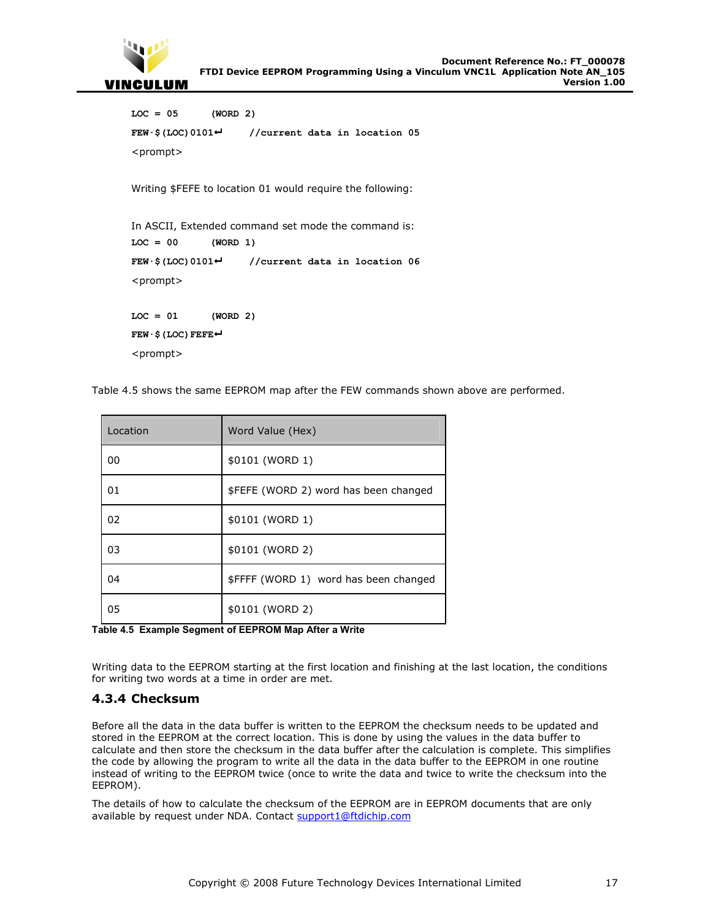```
LOC = 05      (WORD 2)
FEW·$(LOC)0101↵     //current data in location 05
<prompt>
```

Writing $FEFE to location 01 would require the following:

In ASCII, Extended command set mode the command is:

```
LOC = 00      (WORD 1)
FEW·$(LOC)0101↵     //current data in location 06
<prompt>

LOC = 01      (WORD 2)
FEW·$(LOC)FEFE↵
<prompt>
```

Table 4.5 shows the same EEPROM map after the FEW commands shown above are performed.

| Location | Word Value (Hex) |
|---|---|
| 00 | $0101 (WORD 1) |
| 01 | $FEFE (WORD 2) word has been changed |
| 02 | $0101 (WORD 1) |
| 03 | $0101 (WORD 2) |
| 04 | $FFFF (WORD 1) word has been changed |
| 05 | $0101 (WORD 2) |

**Table 4.5 Example Segment of EEPROM Map After a Write**

Writing data to the EEPROM starting at the first location and finishing at the last location, the conditions for writing two words at a time in order are met.

### 4.3.4 Checksum

Before all the data in the data buffer is written to the EEPROM the checksum needs to be updated and stored in the EEPROM at the correct location. This is done by using the values in the data buffer to calculate and then store the checksum in the data buffer after the calculation is complete. This simplifies the code by allowing the program to write all the data in the data buffer to the EEPROM in one routine instead of writing to the EEPROM twice (once to write the data and twice to write the checksum into the EEPROM).

The details of how to calculate the checksum of the EEPROM are in EEPROM documents that are only available by request under NDA. Contact support1@ftdichip.com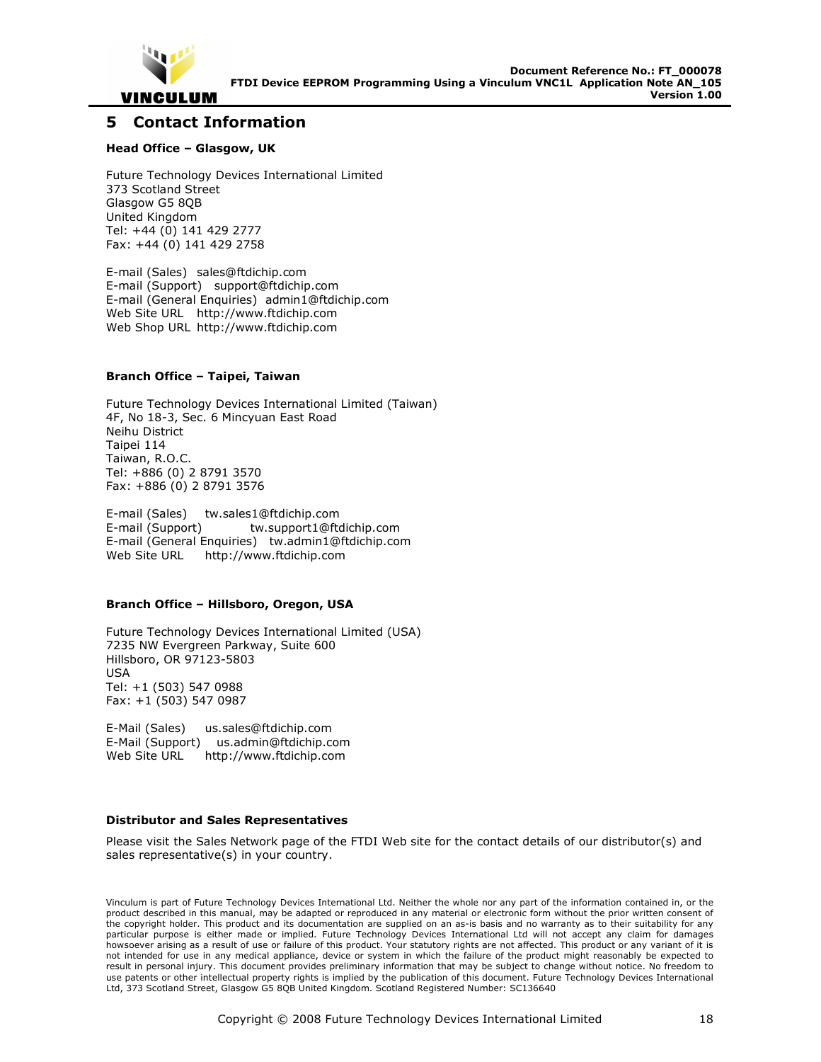# 5 Contact Information

**Head Office – Glasgow, UK**

Future Technology Devices International Limited
373 Scotland Street
Glasgow G5 8QB
United Kingdom
Tel: +44 (0) 141 429 2777
Fax: +44 (0) 141 429 2758

E-mail (Sales) sales@ftdichip.com
E-mail (Support) support@ftdichip.com
E-mail (General Enquiries) admin1@ftdichip.com
Web Site URL http://www.ftdichip.com
Web Shop URL http://www.ftdichip.com

**Branch Office – Taipei, Taiwan**

Future Technology Devices International Limited (Taiwan)
4F, No 18-3, Sec. 6 Mincyuan East Road
Neihu District
Taipei 114
Taiwan, R.O.C.
Tel: +886 (0) 2 8791 3570
Fax: +886 (0) 2 8791 3576

E-mail (Sales) tw.sales1@ftdichip.com
E-mail (Support) tw.support1@ftdichip.com
E-mail (General Enquiries) tw.admin1@ftdichip.com
Web Site URL http://www.ftdichip.com

**Branch Office – Hillsboro, Oregon, USA**

Future Technology Devices International Limited (USA)
7235 NW Evergreen Parkway, Suite 600
Hillsboro, OR 97123-5803
USA
Tel: +1 (503) 547 0988
Fax: +1 (503) 547 0987

E-Mail (Sales) us.sales@ftdichip.com
E-Mail (Support) us.admin@ftdichip.com
Web Site URL http://www.ftdichip.com

**Distributor and Sales Representatives**

Please visit the Sales Network page of the FTDI Web site for the contact details of our distributor(s) and sales representative(s) in your country.

Vinculum is part of Future Technology Devices International Ltd. Neither the whole nor any part of the information contained in, or the product described in this manual, may be adapted or reproduced in any material or electronic form without the prior written consent of the copyright holder. This product and its documentation are supplied on an as-is basis and no warranty as to their suitability for any particular purpose is either made or implied. Future Technology Devices International Ltd will not accept any claim for damages howsoever arising as a result of use or failure of this product. Your statutory rights are not affected. This product or any variant of it is not intended for use in any medical appliance, device or system in which the failure of the product might reasonably be expected to result in personal injury. This document provides preliminary information that may be subject to change without notice. No freedom to use patents or other intellectual property rights is implied by the publication of this document. Future Technology Devices International Ltd, 373 Scotland Street, Glasgow G5 8QB United Kingdom. Scotland Registered Number: SC136640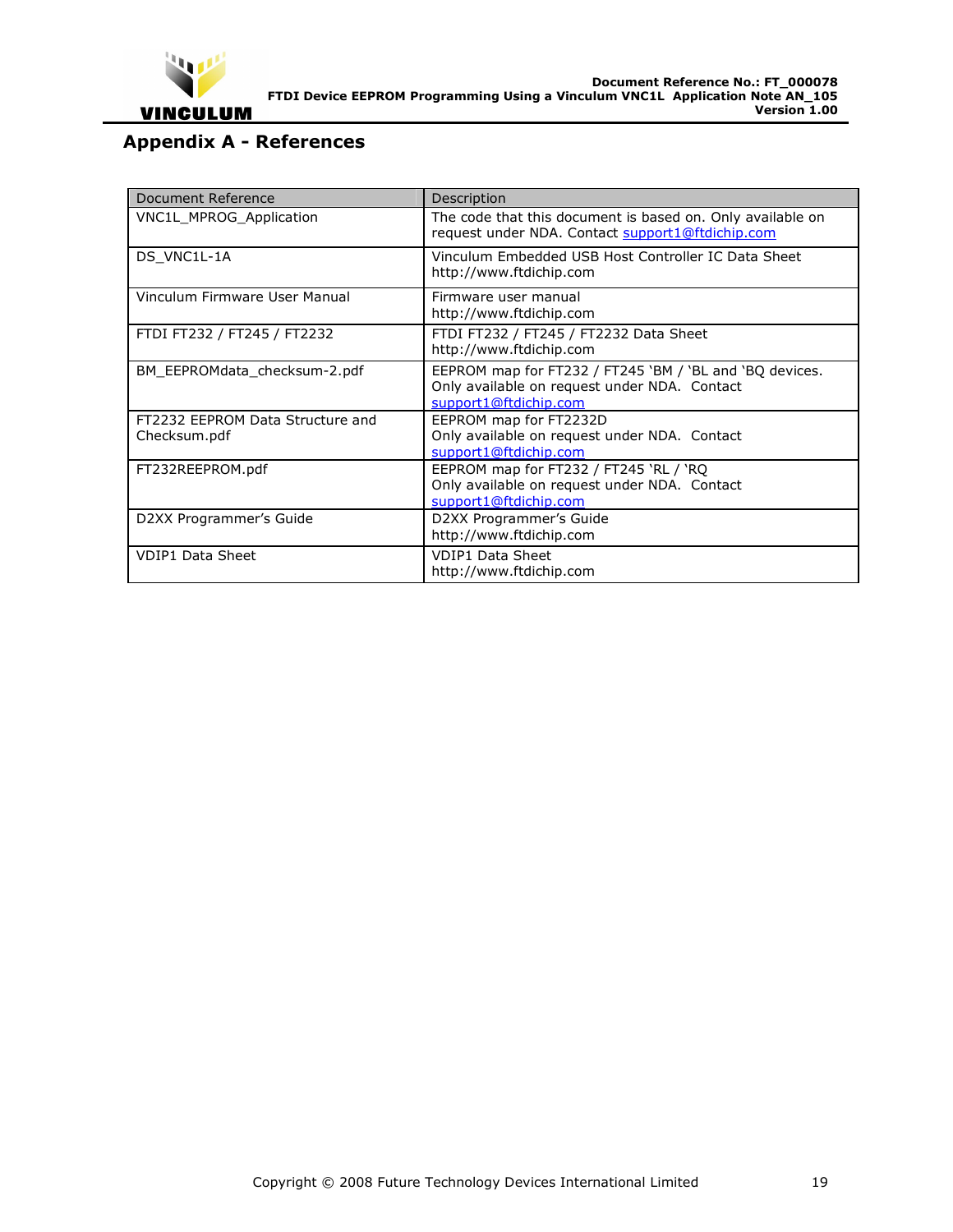## Appendix A - References

| Document Reference | Description |
| --- | --- |
| VNC1L_MPROG_Application | The code that this document is based on. Only available on request under NDA. Contact support1@ftdichip.com |
| DS_VNC1L-1A | Vinculum Embedded USB Host Controller IC Data Sheet http://www.ftdichip.com |
| Vinculum Firmware User Manual | Firmware user manual http://www.ftdichip.com |
| FTDI FT232 / FT245 / FT2232 | FTDI FT232 / FT245 / FT2232 Data Sheet http://www.ftdichip.com |
| BM_EEPROMdata_checksum-2.pdf | EEPROM map for FT232 / FT245 'BM / 'BL and 'BQ devices. Only available on request under NDA. Contact support1@ftdichip.com |
| FT2232 EEPROM Data Structure and Checksum.pdf | EEPROM map for FT2232D Only available on request under NDA. Contact support1@ftdichip.com |
| FT232REEPROM.pdf | EEPROM map for FT232 / FT245 'RL / 'RQ Only available on request under NDA. Contact support1@ftdichip.com |
| D2XX Programmer's Guide | D2XX Programmer's Guide http://www.ftdichip.com |
| VDIP1 Data Sheet | VDIP1 Data Sheet http://www.ftdichip.com |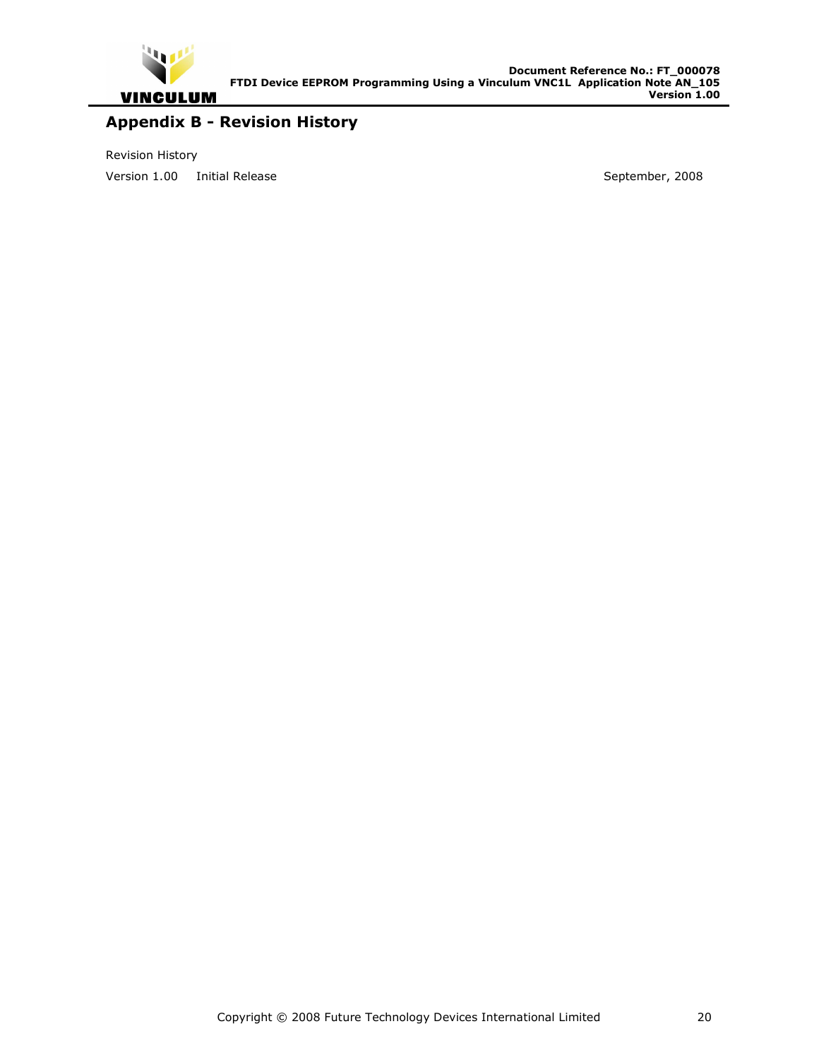## Appendix B - Revision History

Revision History

| | | |
|---|---|---|
| Version 1.00 | Initial Release | September, 2008 |